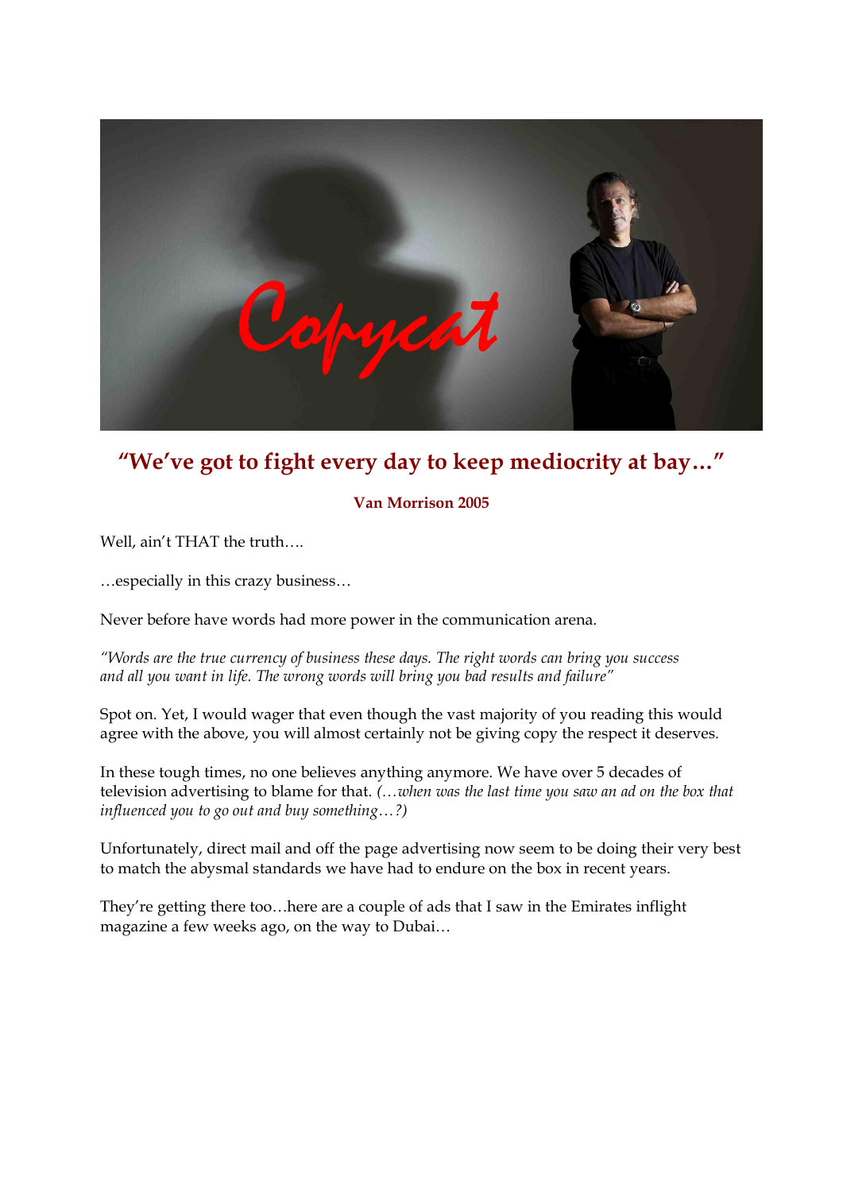“We’ve got to fight every day to keep mediocrity at bay…”

**Van Morrison 2005**

Well, ain’t THAT the truth….

…especially in this crazy business…

Never before have words had more power in the communication arena.

*“Words are the true currency of business these days. The right words can bring you success and all you want in life. The wrong words will bring you bad results and failure”*

Spot on. Yet, I would wager that even though the vast majority of you reading this would agree with the above, you will almost certainly not be giving copy the respect it deserves.

In these tough times, no one believes anything anymore. We have over 5 decades of television advertising to blame for that. *(…when was the last time you saw an ad on the box that influenced you to go out and buy something…?)*

Unfortunately, direct mail and off the page advertising now seem to be doing their very best to match the abysmal standards we have had to endure on the box in recent years.

They’re getting there too…here are a couple of ads that I saw in the Emirates inflight magazine a few weeks ago, on the way to Dubai…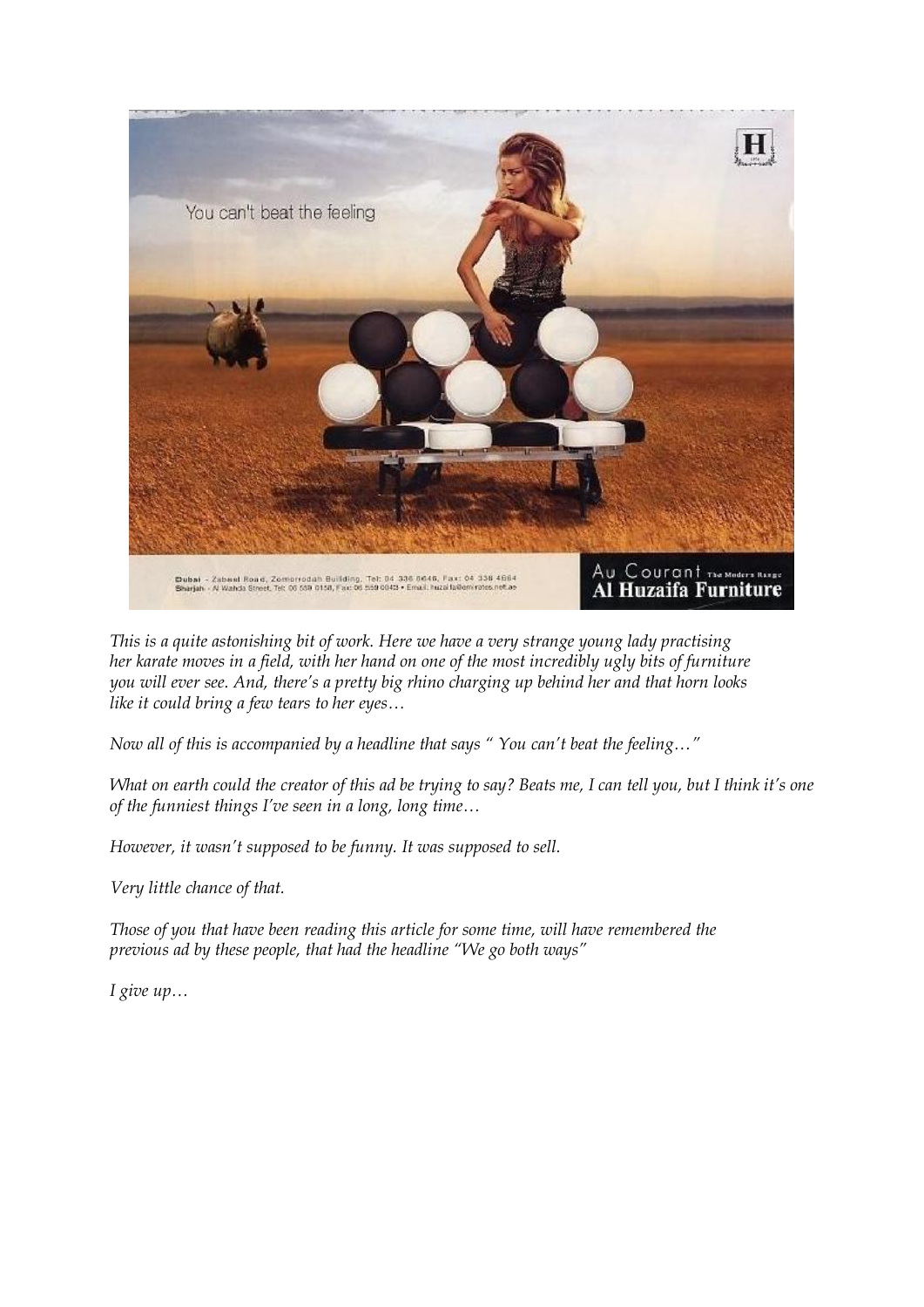*This is a quite astonishing bit of work. Here we have a very strange young lady practising her karate moves in a field, with her hand on one of the most incredibly ugly bits of furniture you will ever see. And, there's a pretty big rhino charging up behind her and that horn looks like it could bring a few tears to her eyes…*

*Now all of this is accompanied by a headline that says " You can't beat the feeling…"*

*What on earth could the creator of this ad be trying to say? Beats me, I can tell you, but I think it's one of the funniest things I've seen in a long, long time…*

*However, it wasn't supposed to be funny. It was supposed to sell.*

*Very little chance of that.*

*Those of you that have been reading this article for some time, will have remembered the previous ad by these people, that had the headline "We go both ways"*

*I give up…*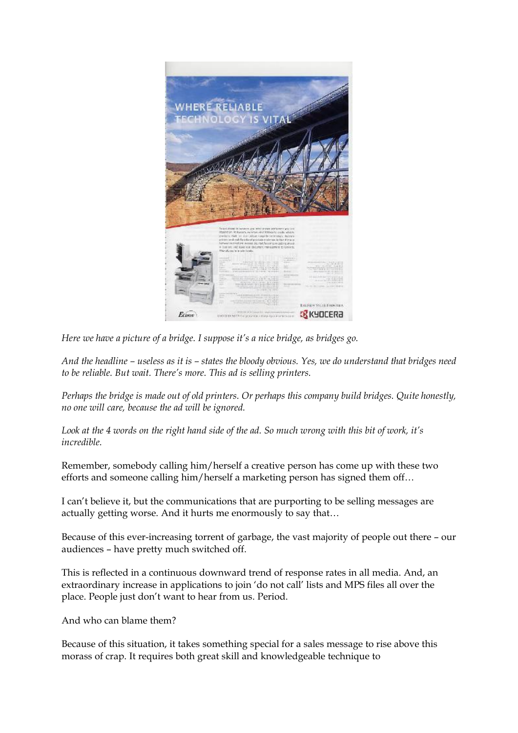*Here we have a picture of a bridge. I suppose it's a nice bridge, as bridges go.*

*And the headline – useless as it is – states the bloody obvious. Yes, we do understand that bridges need to be reliable. But wait. There's more. This ad is selling printers.*

*Perhaps the bridge is made out of old printers. Or perhaps this company build bridges. Quite honestly, no one will care, because the ad will be ignored.*

*Look at the 4 words on the right hand side of the ad. So much wrong with this bit of work, it's incredible.*

Remember, somebody calling him/herself a creative person has come up with these two efforts and someone calling him/herself a marketing person has signed them off…

I can't believe it, but the communications that are purporting to be selling messages are actually getting worse. And it hurts me enormously to say that…

Because of this ever-increasing torrent of garbage, the vast majority of people out there – our audiences – have pretty much switched off.

This is reflected in a continuous downward trend of response rates in all media. And, an extraordinary increase in applications to join 'do not call' lists and MPS files all over the place. People just don't want to hear from us. Period.

And who can blame them?

Because of this situation, it takes something special for a sales message to rise above this morass of crap. It requires both great skill and knowledgeable technique to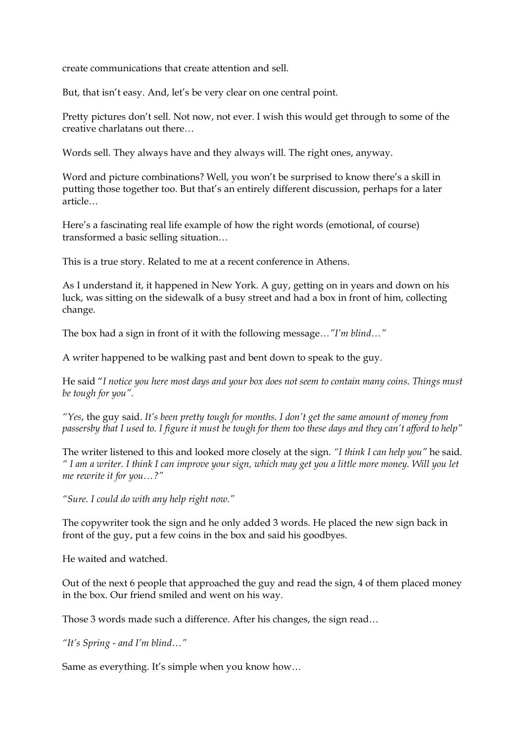create communications that create attention and sell.

But, that isn't easy. And, let's be very clear on one central point.

Pretty pictures don't sell. Not now, not ever. I wish this would get through to some of the creative charlatans out there…

Words sell. They always have and they always will. The right ones, anyway.

Word and picture combinations? Well, you won't be surprised to know there's a skill in putting those together too. But that's an entirely different discussion, perhaps for a later article…

Here's a fascinating real life example of how the right words (emotional, of course) transformed a basic selling situation…

This is a true story. Related to me at a recent conference in Athens.

As I understand it, it happened in New York. A guy, getting on in years and down on his luck, was sitting on the sidewalk of a busy street and had a box in front of him, collecting change.

The box had a sign in front of it with the following message…*"I'm blind…"*

A writer happened to be walking past and bent down to speak to the guy.

He said "*I notice you here most days and your box does not seem to contain many coins. Things must be tough for you".*

"*Yes*, the guy said. *It's been pretty tough for months. I don't get the same amount of money from passersby that I used to. I figure it must be tough for them too these days and they can't afford to help"*

The writer listened to this and looked more closely at the sign. *"I think I can help you"* he said. *" I am a writer. I think I can improve your sign, which may get you a little more money. Will you let me rewrite it for you…?"*

*"Sure. I could do with any help right now."*

The copywriter took the sign and he only added 3 words. He placed the new sign back in front of the guy, put a few coins in the box and said his goodbyes.

He waited and watched.

Out of the next 6 people that approached the guy and read the sign, 4 of them placed money in the box. Our friend smiled and went on his way.

Those 3 words made such a difference. After his changes, the sign read…

*"It's Spring - and I'm blind…"*

Same as everything. It's simple when you know how…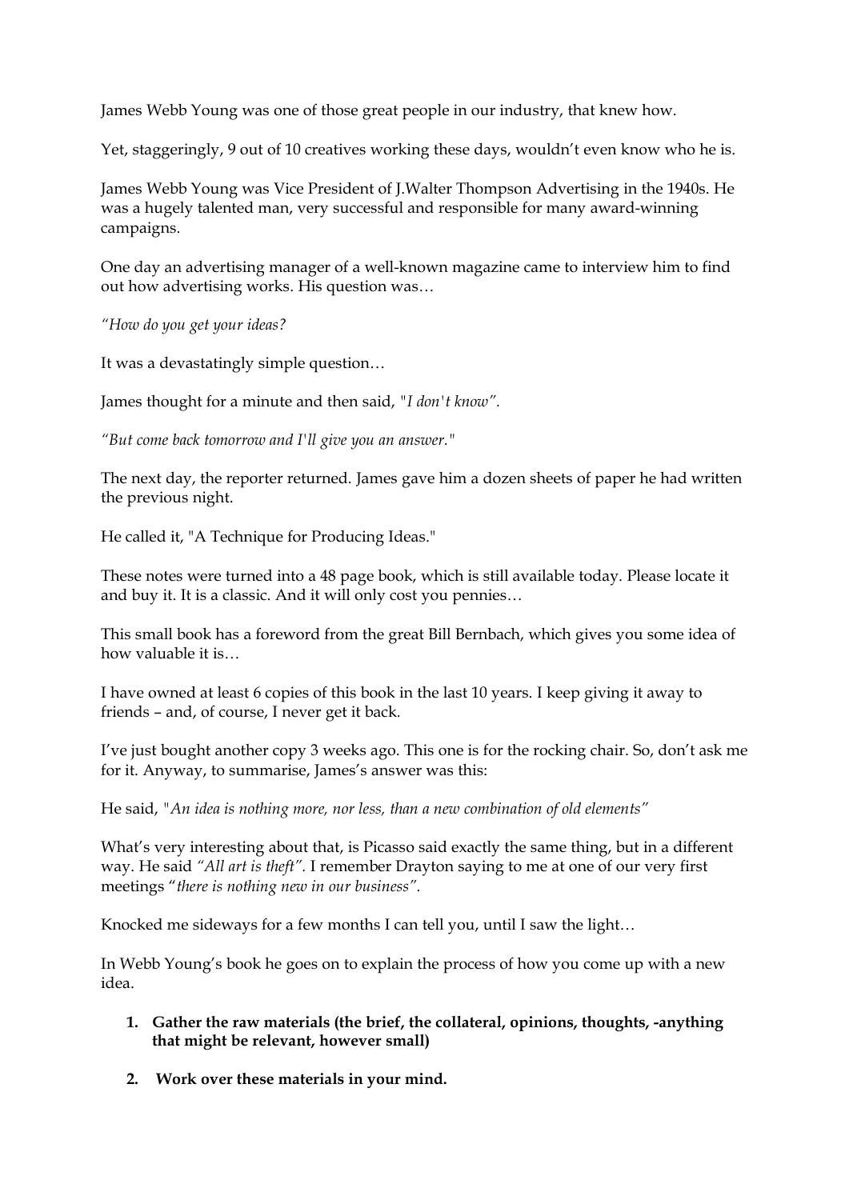James Webb Young was one of those great people in our industry, that knew how.

Yet, staggeringly, 9 out of 10 creatives working these days, wouldn't even know who he is.

James Webb Young was Vice President of J.Walter Thompson Advertising in the 1940s. He was a hugely talented man, very successful and responsible for many award-winning campaigns.

One day an advertising manager of a well-known magazine came to interview him to find out how advertising works. His question was…

*"How do you get your ideas?*

It was a devastatingly simple question…

James thought for a minute and then said, *"I don't know".*

*"But come back tomorrow and I'll give you an answer."*

The next day, the reporter returned. James gave him a dozen sheets of paper he had written the previous night.

He called it, "A Technique for Producing Ideas."

These notes were turned into a 48 page book, which is still available today. Please locate it and buy it. It is a classic. And it will only cost you pennies…

This small book has a foreword from the great Bill Bernbach, which gives you some idea of how valuable it is…

I have owned at least 6 copies of this book in the last 10 years. I keep giving it away to friends – and, of course, I never get it back.

I've just bought another copy 3 weeks ago. This one is for the rocking chair. So, don't ask me for it. Anyway, to summarise, James's answer was this:

He said, *"An idea is nothing more, nor less, than a new combination of old elements"*

What's very interesting about that, is Picasso said exactly the same thing, but in a different way. He said *"All art is theft".* I remember Drayton saying to me at one of our very first meetings "*there is nothing new in our business".*

Knocked me sideways for a few months I can tell you, until I saw the light…

In Webb Young's book he goes on to explain the process of how you come up with a new idea.

1. **Gather the raw materials (the brief, the collateral, opinions, thoughts, -anything that might be relevant, however small)**
2. **Work over these materials in your mind.**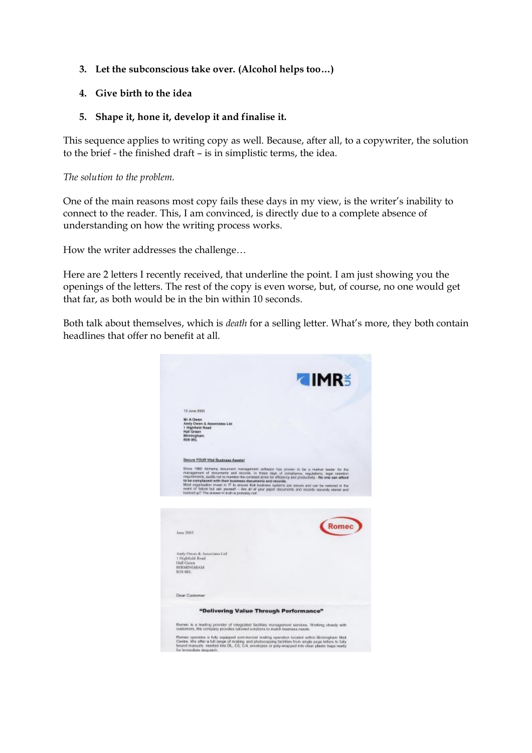3. **Let the subconscious take over. (Alcohol helps too…)**

4. **Give birth to the idea**

5. **Shape it, hone it, develop it and finalise it.**

This sequence applies to writing copy as well. Because, after all, to a copywriter, the solution to the brief - the finished draft – is in simplistic terms, the idea.

*The solution to the problem.*

One of the main reasons most copy fails these days in my view, is the writer's inability to connect to the reader. This, I am convinced, is directly due to a complete absence of understanding on how the writing process works.

How the writer addresses the challenge…

Here are 2 letters I recently received, that underline the point. I am just showing you the openings of the letters. The rest of the copy is even worse, but, of course, no one would get that far, as both would be in the bin within 10 seconds.

Both talk about themselves, which is *death* for a selling letter. What's more, they both contain headlines that offer no benefit at all.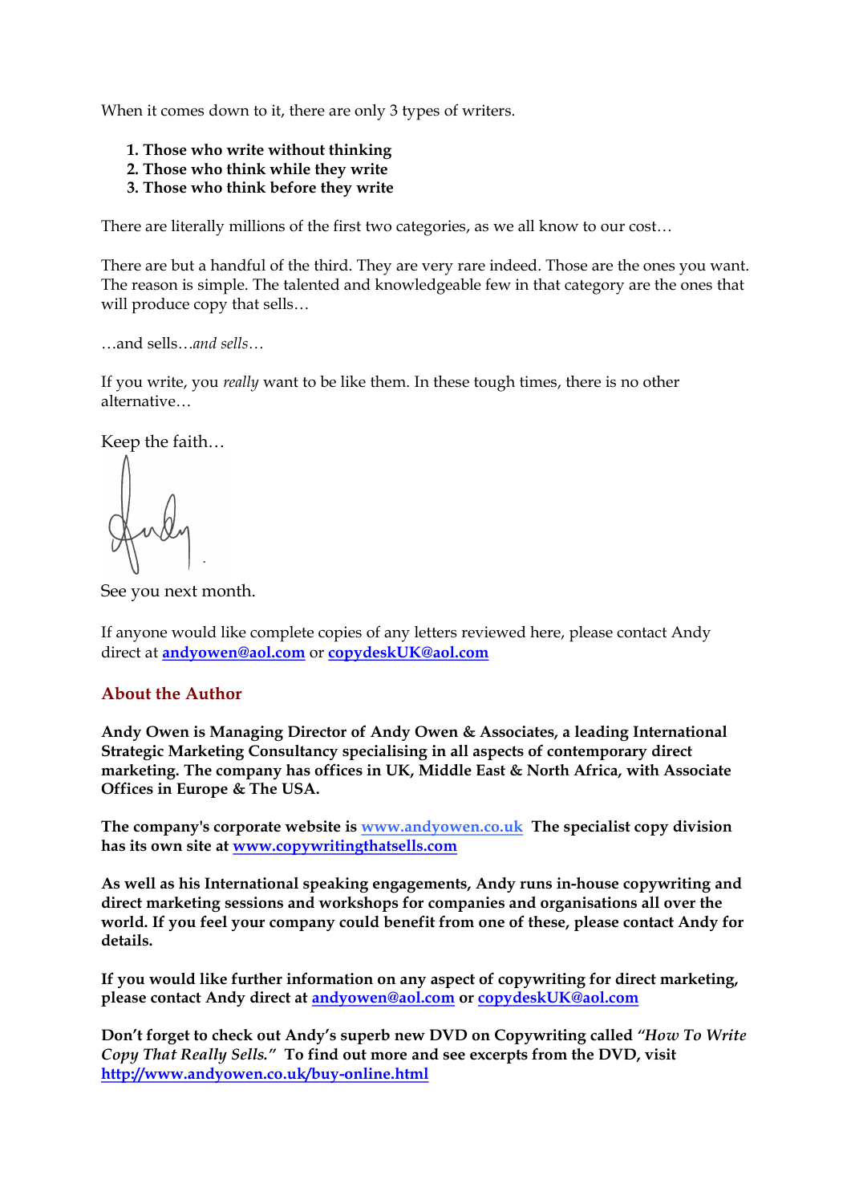When it comes down to it, there are only 3 types of writers.

1. **Those who write without thinking**
2. **Those who think while they write**
3. **Those who think before they write**

There are literally millions of the first two categories, as we all know to our cost…

There are but a handful of the third. They are very rare indeed. Those are the ones you want. The reason is simple. The talented and knowledgeable few in that category are the ones that will produce copy that sells…

…and sells…*and sells*…

If you write, you *really* want to be like them. In these tough times, there is no other alternative…

Keep the faith…

See you next month.

If anyone would like complete copies of any letters reviewed here, please contact Andy direct at **andyowen@aol.com** or **copydeskUK@aol.com**

## About the Author

**Andy Owen is Managing Director of Andy Owen & Associates, a leading International Strategic Marketing Consultancy specialising in all aspects of contemporary direct marketing. The company has offices in UK, Middle East & North Africa, with Associate Offices in Europe & The USA.**

**The company's corporate website is www.andyowen.co.uk The specialist copy division has its own site at www.copywritingthatsells.com**

**As well as his International speaking engagements, Andy runs in-house copywriting and direct marketing sessions and workshops for companies and organisations all over the world. If you feel your company could benefit from one of these, please contact Andy for details.**

**If you would like further information on any aspect of copywriting for direct marketing, please contact Andy direct at andyowen@aol.com or copydeskUK@aol.com**

**Don't forget to check out Andy's superb new DVD on Copywriting called *"How To Write Copy That Really Sells."* To find out more and see excerpts from the DVD, visit http://www.andyowen.co.uk/buy-online.html**